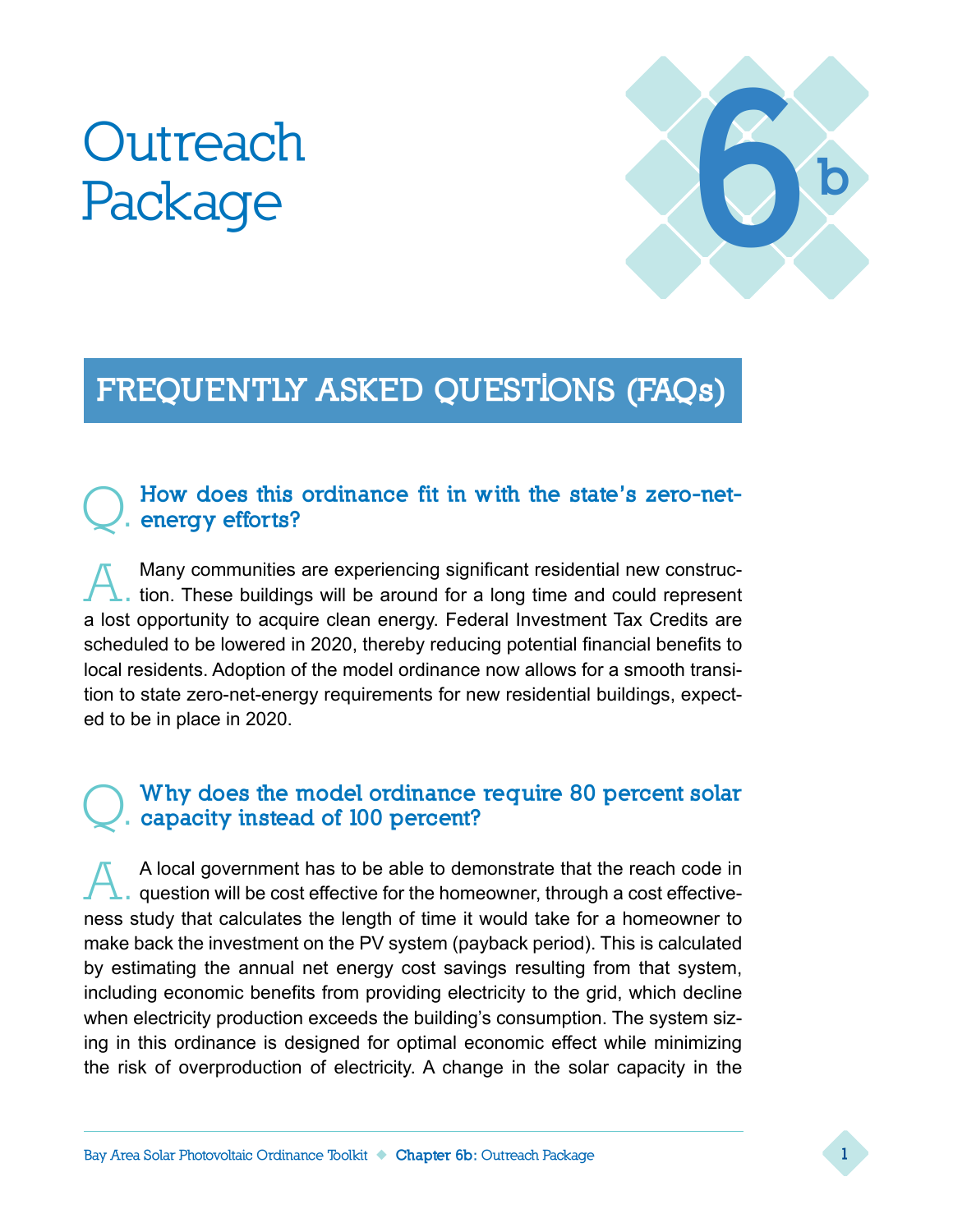# Outreach Package

## 6b

## FREQUENTLY ASKED QUESTIONS (FAQs)

### Q. How does this ordinance fit in with the state's zero-net-energy efforts?

A. Many communities are experiencing significant residential new construction. These buildings will be around for a long time and could represent a lost opportunity to acquire clean energy. Federal Investment Tax Credits are scheduled to be lowered in 2020, thereby reducing potential financial benefits to local residents. Adoption of the model ordinance now allows for a smooth transition to state zero-net-energy requirements for new residential buildings, expected to be in place in 2020.

### Q. Why does the model ordinance require 80 percent solar capacity instead of 100 percent?

A. A local government has to be able to demonstrate that the reach code in question will be cost effective for the homeowner, through a cost effectiveness study that calculates the length of time it would take for a homeowner to make back the investment on the PV system (payback period). This is calculated by estimating the annual net energy cost savings resulting from that system, including economic benefits from providing electricity to the grid, which decline when electricity production exceeds the building's consumption. The system sizing in this ordinance is designed for optimal economic effect while minimizing the risk of overproduction of electricity. A change in the solar capacity in the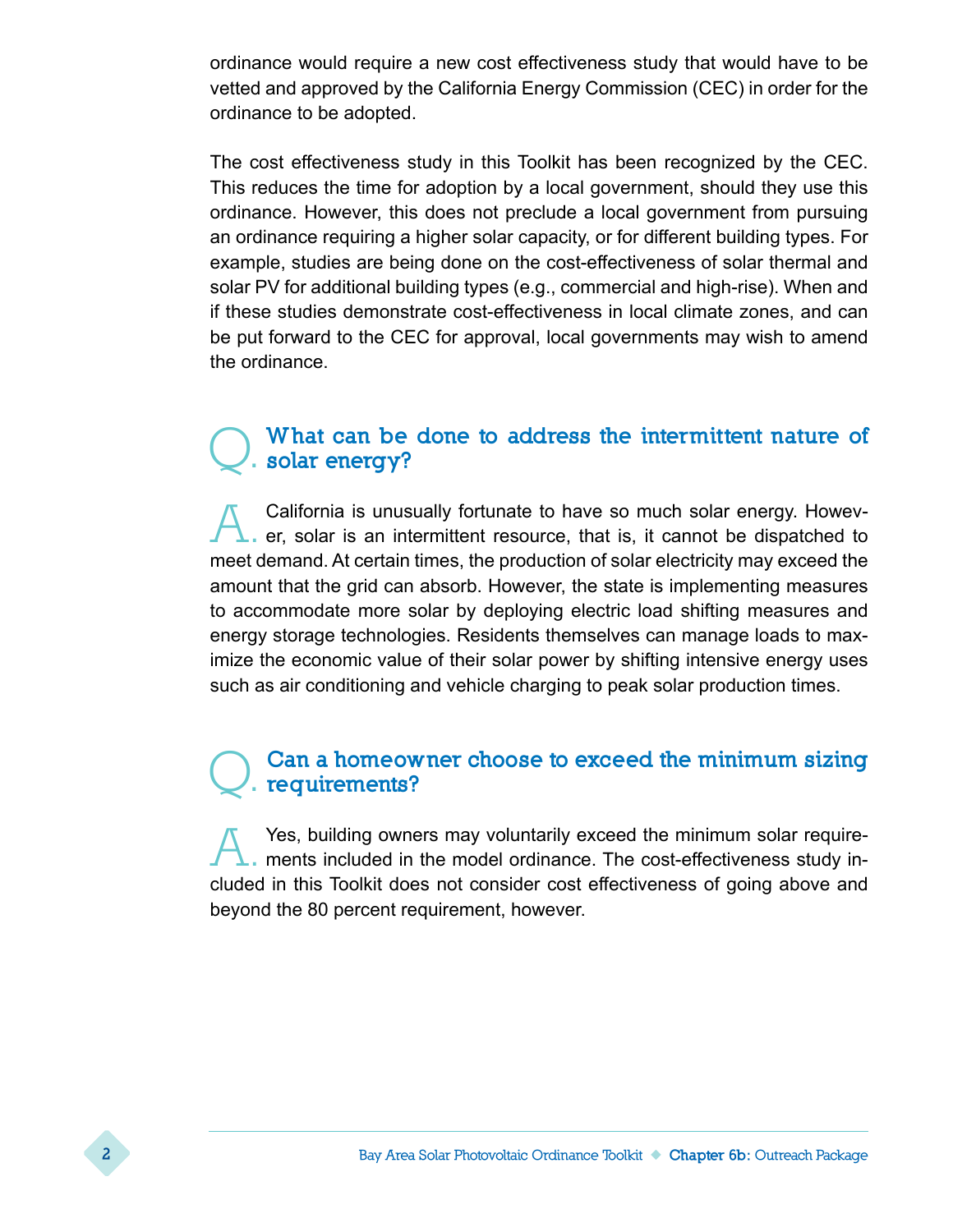ordinance would require a new cost effectiveness study that would have to be vetted and approved by the California Energy Commission (CEC) in order for the ordinance to be adopted.

The cost effectiveness study in this Toolkit has been recognized by the CEC. This reduces the time for adoption by a local government, should they use this ordinance. However, this does not preclude a local government from pursuing an ordinance requiring a higher solar capacity, or for different building types. For example, studies are being done on the cost-effectiveness of solar thermal and solar PV for additional building types (e.g., commercial and high-rise). When and if these studies demonstrate cost-effectiveness in local climate zones, and can be put forward to the CEC for approval, local governments may wish to amend the ordinance.

## Q. What can be done to address the intermittent nature of solar energy?

A. California is unusually fortunate to have so much solar energy. However, solar is an intermittent resource, that is, it cannot be dispatched to meet demand. At certain times, the production of solar electricity may exceed the amount that the grid can absorb. However, the state is implementing measures to accommodate more solar by deploying electric load shifting measures and energy storage technologies. Residents themselves can manage loads to maximize the economic value of their solar power by shifting intensive energy uses such as air conditioning and vehicle charging to peak solar production times.

## Q. Can a homeowner choose to exceed the minimum sizing requirements?

A. Yes, building owners may voluntarily exceed the minimum solar requirements included in the model ordinance. The cost-effectiveness study included in this Toolkit does not consider cost effectiveness of going above and beyond the 80 percent requirement, however.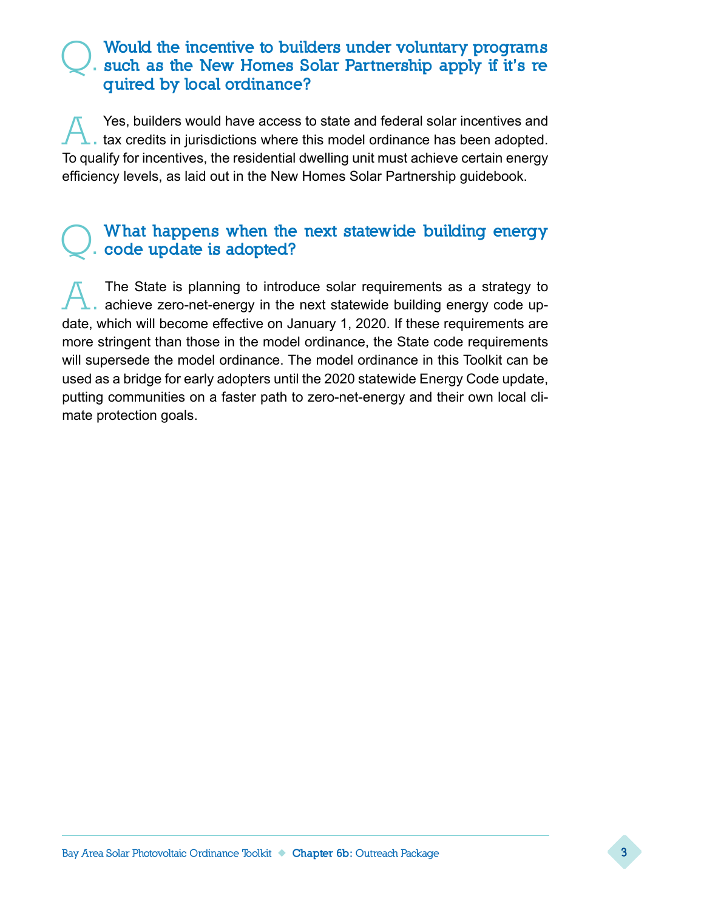### Q. Would the incentive to builders under voluntary programs such as the New Homes Solar Partnership apply if it's required by local ordinance?

A. Yes, builders would have access to state and federal solar incentives and tax credits in jurisdictions where this model ordinance has been adopted. To qualify for incentives, the residential dwelling unit must achieve certain energy efficiency levels, as laid out in the New Homes Solar Partnership guidebook.

### Q. What happens when the next statewide building energy code update is adopted?

A. The State is planning to introduce solar requirements as a strategy to achieve zero-net-energy in the next statewide building energy code update, which will become effective on January 1, 2020. If these requirements are more stringent than those in the model ordinance, the State code requirements will supersede the model ordinance. The model ordinance in this Toolkit can be used as a bridge for early adopters until the 2020 statewide Energy Code update, putting communities on a faster path to zero-net-energy and their own local climate protection goals.